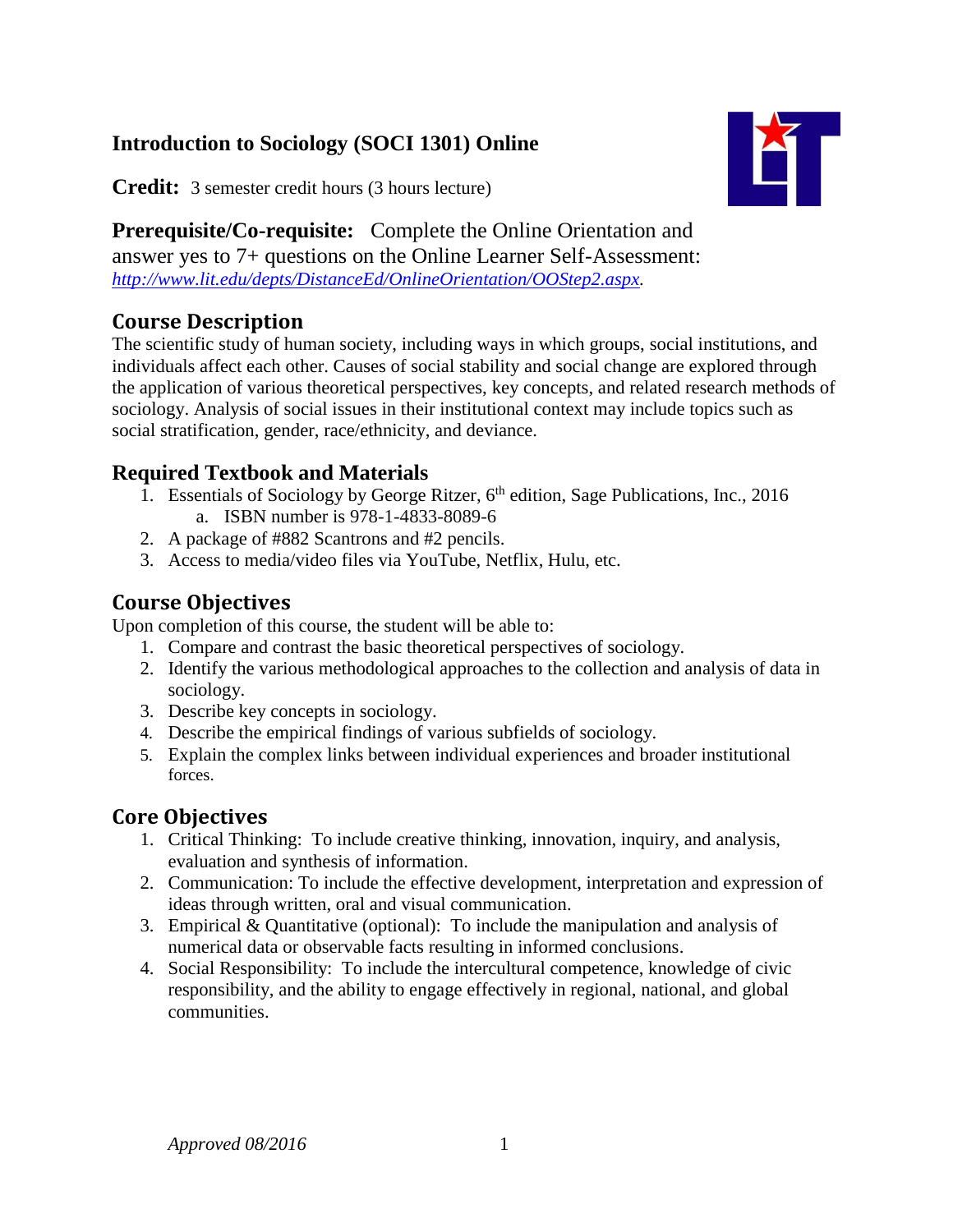# Introduction to Sociology (SOCI 1301) Online

**Credit:** 3 semester credit hours (3 hours lecture)

**Prerequisite/Co-requisite:** Complete the Online Orientation and answer yes to 7+ questions on the Online Learner Self-Assessment: *http://www.lit.edu/depts/DistanceEd/OnlineOrientation/OOStep2.aspx.*

## Course Description

The scientific study of human society, including ways in which groups, social institutions, and individuals affect each other. Causes of social stability and social change are explored through the application of various theoretical perspectives, key concepts, and related research methods of sociology. Analysis of social issues in their institutional context may include topics such as social stratification, gender, race/ethnicity, and deviance.

## Required Textbook and Materials

1. Essentials of Sociology by George Ritzer, 6th edition, Sage Publications, Inc., 2016
   a. ISBN number is 978-1-4833-8089-6
2. A package of #882 Scantrons and #2 pencils.
3. Access to media/video files via YouTube, Netflix, Hulu, etc.

## Course Objectives

Upon completion of this course, the student will be able to:

1. Compare and contrast the basic theoretical perspectives of sociology.
2. Identify the various methodological approaches to the collection and analysis of data in sociology.
3. Describe key concepts in sociology.
4. Describe the empirical findings of various subfields of sociology.
5. Explain the complex links between individual experiences and broader institutional forces.

## Core Objectives

1. Critical Thinking: To include creative thinking, innovation, inquiry, and analysis, evaluation and synthesis of information.
2. Communication: To include the effective development, interpretation and expression of ideas through written, oral and visual communication.
3. Empirical & Quantitative (optional): To include the manipulation and analysis of numerical data or observable facts resulting in informed conclusions.
4. Social Responsibility: To include the intercultural competence, knowledge of civic responsibility, and the ability to engage effectively in regional, national, and global communities.

*Approved 08/2016*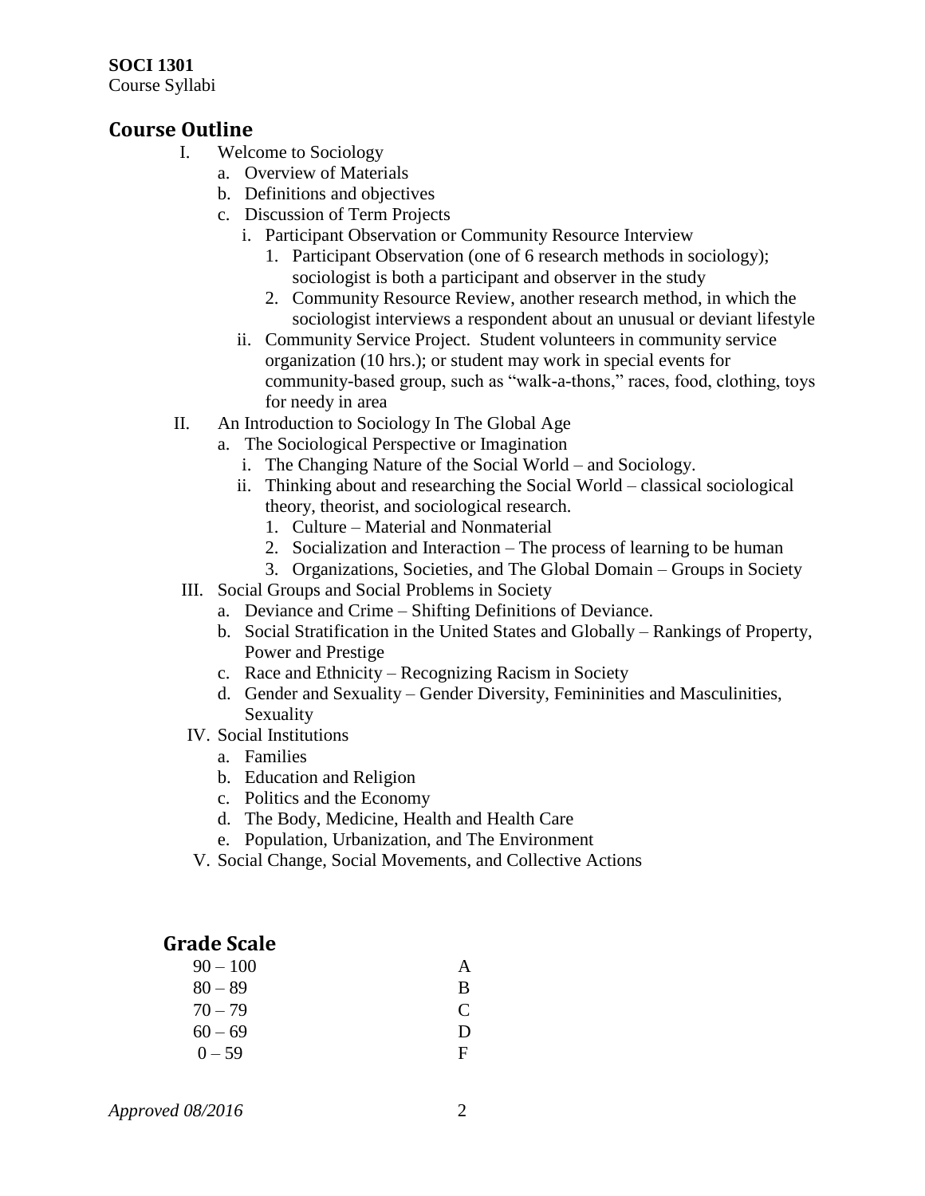**SOCI 1301**
Course Syllabi

## Course Outline

I. Welcome to Sociology
   a. Overview of Materials
   b. Definitions and objectives
   c. Discussion of Term Projects
      i. Participant Observation or Community Resource Interview
         1. Participant Observation (one of 6 research methods in sociology); sociologist is both a participant and observer in the study
         2. Community Resource Review, another research method, in which the sociologist interviews a respondent about an unusual or deviant lifestyle
      ii. Community Service Project. Student volunteers in community service organization (10 hrs.); or student may work in special events for community-based group, such as "walk-a-thons," races, food, clothing, toys for needy in area

II. An Introduction to Sociology In The Global Age
   a. The Sociological Perspective or Imagination
      i. The Changing Nature of the Social World – and Sociology.
      ii. Thinking about and researching the Social World – classical sociological theory, theorist, and sociological research.
         1. Culture – Material and Nonmaterial
         2. Socialization and Interaction – The process of learning to be human
         3. Organizations, Societies, and The Global Domain – Groups in Society

III. Social Groups and Social Problems in Society
   a. Deviance and Crime – Shifting Definitions of Deviance.
   b. Social Stratification in the United States and Globally – Rankings of Property, Power and Prestige
   c. Race and Ethnicity – Recognizing Racism in Society
   d. Gender and Sexuality – Gender Diversity, Femininities and Masculinities, Sexuality

IV. Social Institutions
   a. Families
   b. Education and Religion
   c. Politics and the Economy
   d. The Body, Medicine, Health and Health Care
   e. Population, Urbanization, and The Environment

V. Social Change, Social Movements, and Collective Actions

## Grade Scale

| | |
|---|---|
| 90 – 100 | A |
| 80 – 89 | B |
| 70 – 79 | C |
| 60 – 69 | D |
| 0 – 59 | F |

*Approved 08/2016*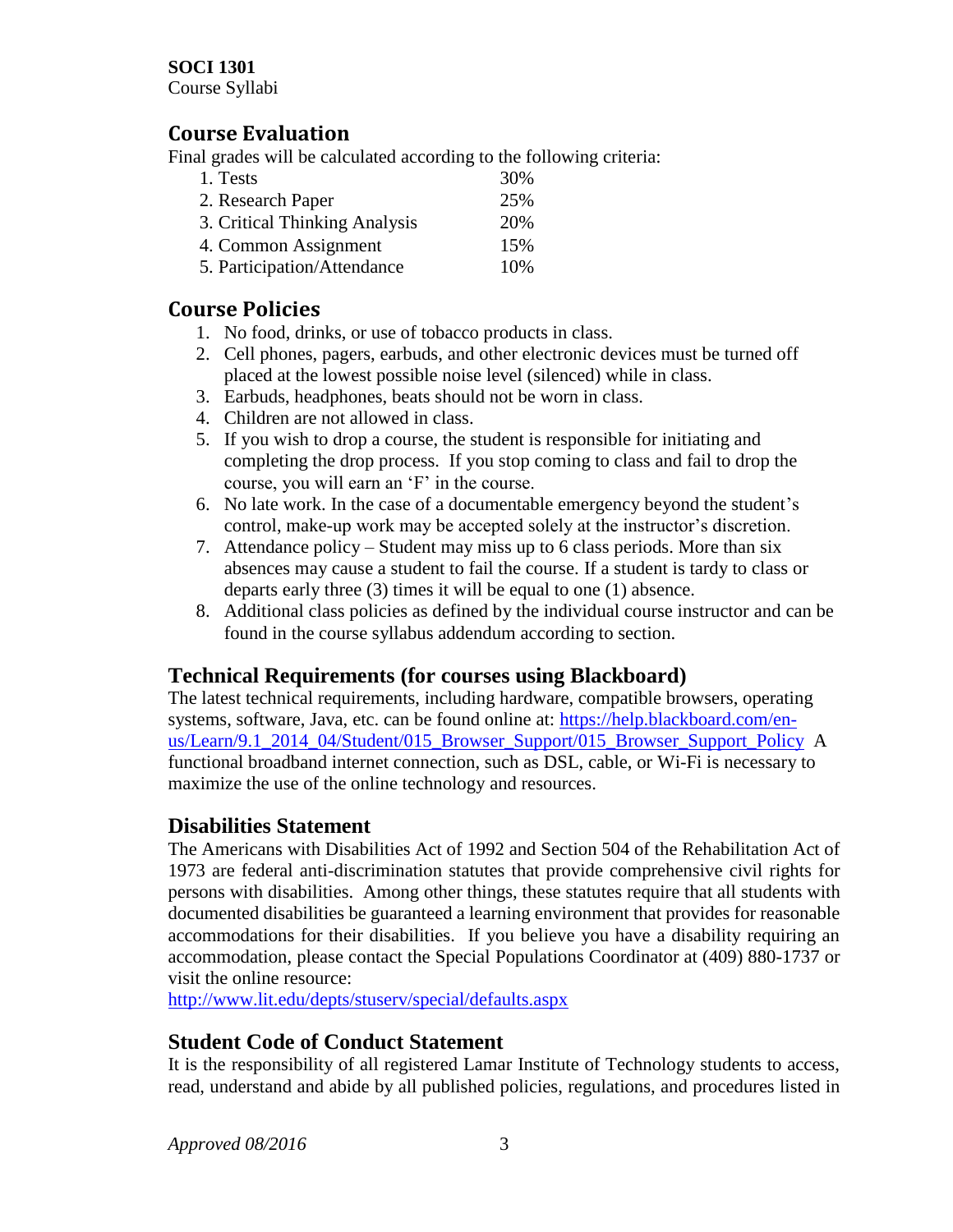**SOCI 1301**
Course Syllabi

## Course Evaluation

Final grades will be calculated according to the following criteria:

| | |
|---|---|
| 1. Tests | 30% |
| 2. Research Paper | 25% |
| 3. Critical Thinking Analysis | 20% |
| 4. Common Assignment | 15% |
| 5. Participation/Attendance | 10% |

## Course Policies

1. No food, drinks, or use of tobacco products in class.
2. Cell phones, pagers, earbuds, and other electronic devices must be turned off placed at the lowest possible noise level (silenced) while in class.
3. Earbuds, headphones, beats should not be worn in class.
4. Children are not allowed in class.
5. If you wish to drop a course, the student is responsible for initiating and completing the drop process. If you stop coming to class and fail to drop the course, you will earn an 'F' in the course.
6. No late work. In the case of a documentable emergency beyond the student's control, make-up work may be accepted solely at the instructor's discretion.
7. Attendance policy – Student may miss up to 6 class periods. More than six absences may cause a student to fail the course. If a student is tardy to class or departs early three (3) times it will be equal to one (1) absence.
8. Additional class policies as defined by the individual course instructor and can be found in the course syllabus addendum according to section.

## Technical Requirements (for courses using Blackboard)

The latest technical requirements, including hardware, compatible browsers, operating systems, software, Java, etc. can be found online at: https://help.blackboard.com/en-us/Learn/9.1_2014_04/Student/015_Browser_Support/015_Browser_Support_Policy A functional broadband internet connection, such as DSL, cable, or Wi-Fi is necessary to maximize the use of the online technology and resources.

## Disabilities Statement

The Americans with Disabilities Act of 1992 and Section 504 of the Rehabilitation Act of 1973 are federal anti-discrimination statutes that provide comprehensive civil rights for persons with disabilities. Among other things, these statutes require that all students with documented disabilities be guaranteed a learning environment that provides for reasonable accommodations for their disabilities. If you believe you have a disability requiring an accommodation, please contact the Special Populations Coordinator at (409) 880-1737 or visit the online resource:
http://www.lit.edu/depts/stuserv/special/defaults.aspx

## Student Code of Conduct Statement

It is the responsibility of all registered Lamar Institute of Technology students to access, read, understand and abide by all published policies, regulations, and procedures listed in

*Approved 08/2016*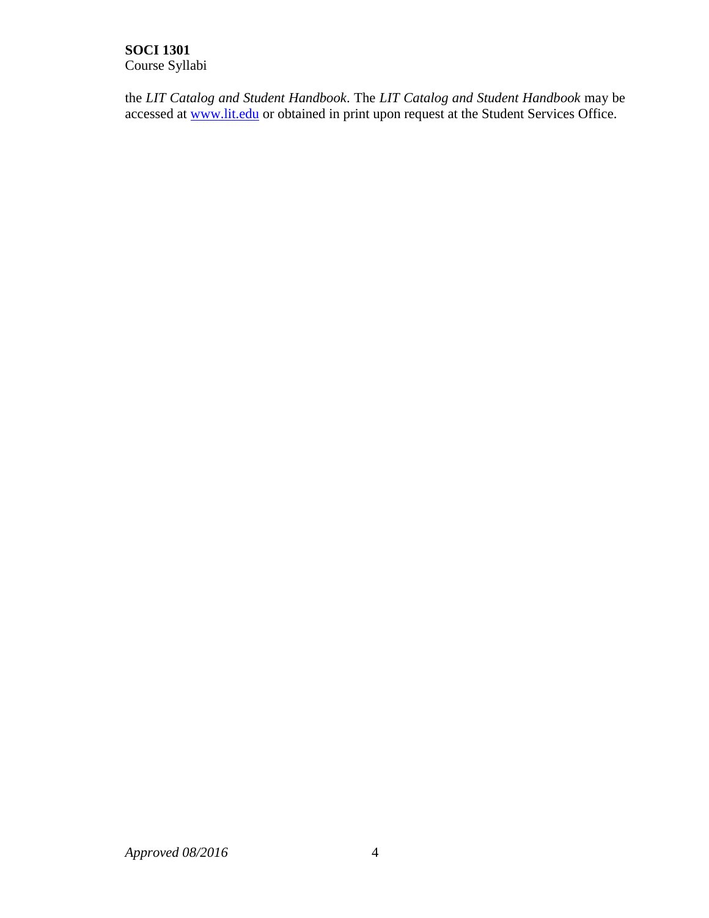the *LIT Catalog and Student Handbook*. The *LIT Catalog and Student Handbook* may be accessed at [www.lit.edu](http://www.lit.edu) or obtained in print upon request at the Student Services Office.